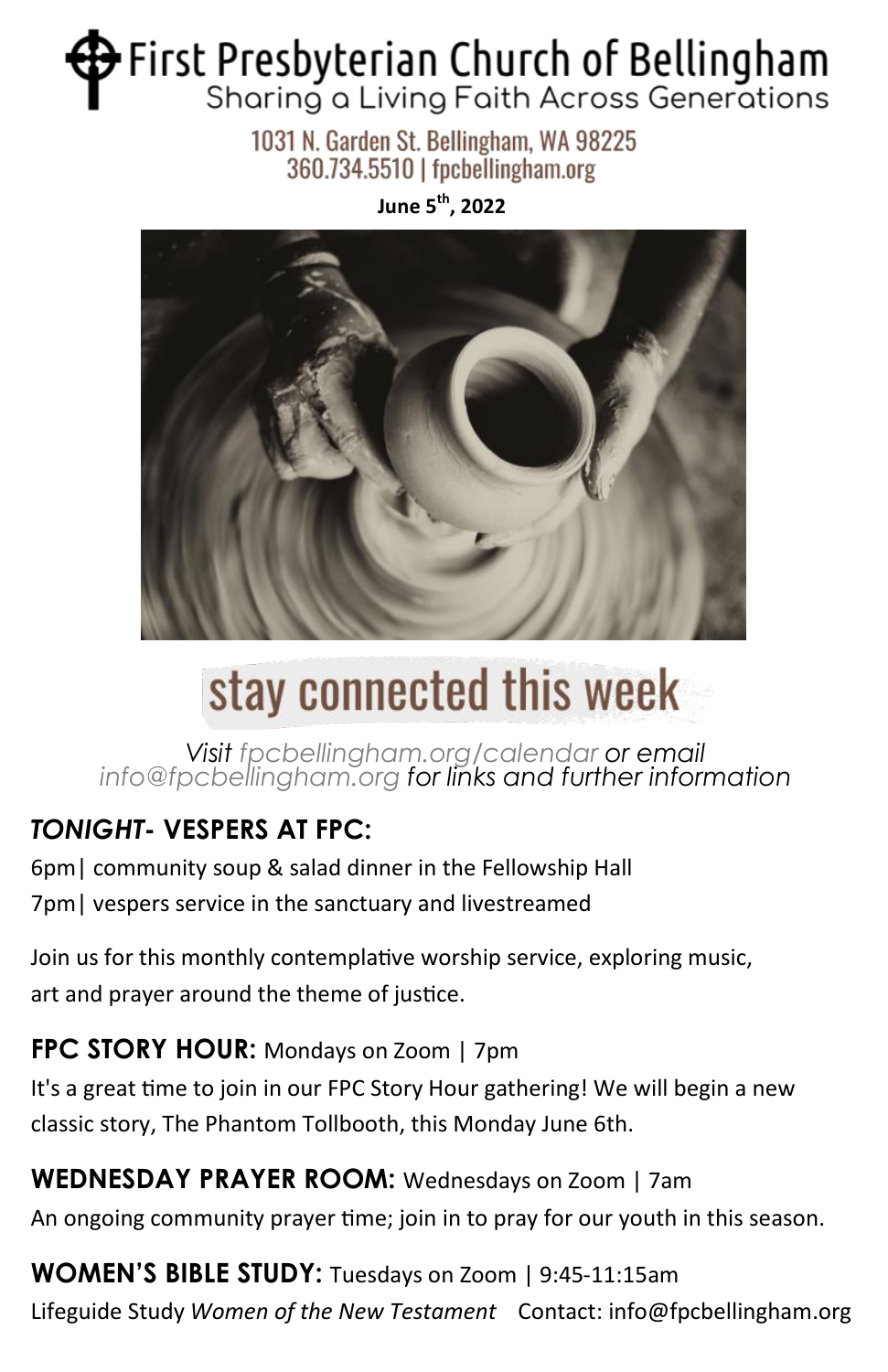# First Presbyterian Church of Bellingham

Sharing a Living Faith Across Generations

1031 N. Garden St. Bellingham, WA 98225
360.734.5510 | fpcbellingham.org

**June 5th, 2022**

## stay connected this week

*Visit fpcbellingham.org/calendar or email info@fpcbellingham.org for links and further information*

### ***TONIGHT*- VESPERS AT FPC:**

6pm| community soup & salad dinner in the Fellowship Hall
7pm| vespers service in the sanctuary and livestreamed

Join us for this monthly contemplative worship service, exploring music, art and prayer around the theme of justice.

**FPC STORY HOUR:** Mondays on Zoom | 7pm

It's a great time to join in our FPC Story Hour gathering! We will begin a new classic story, The Phantom Tollbooth, this Monday June 6th.

**WEDNESDAY PRAYER ROOM:** Wednesdays on Zoom | 7am

An ongoing community prayer time; join in to pray for our youth in this season.

**WOMEN'S BIBLE STUDY:** Tuesdays on Zoom | 9:45-11:15am

Lifeguide Study *Women of the New Testament* Contact: info@fpcbellingham.org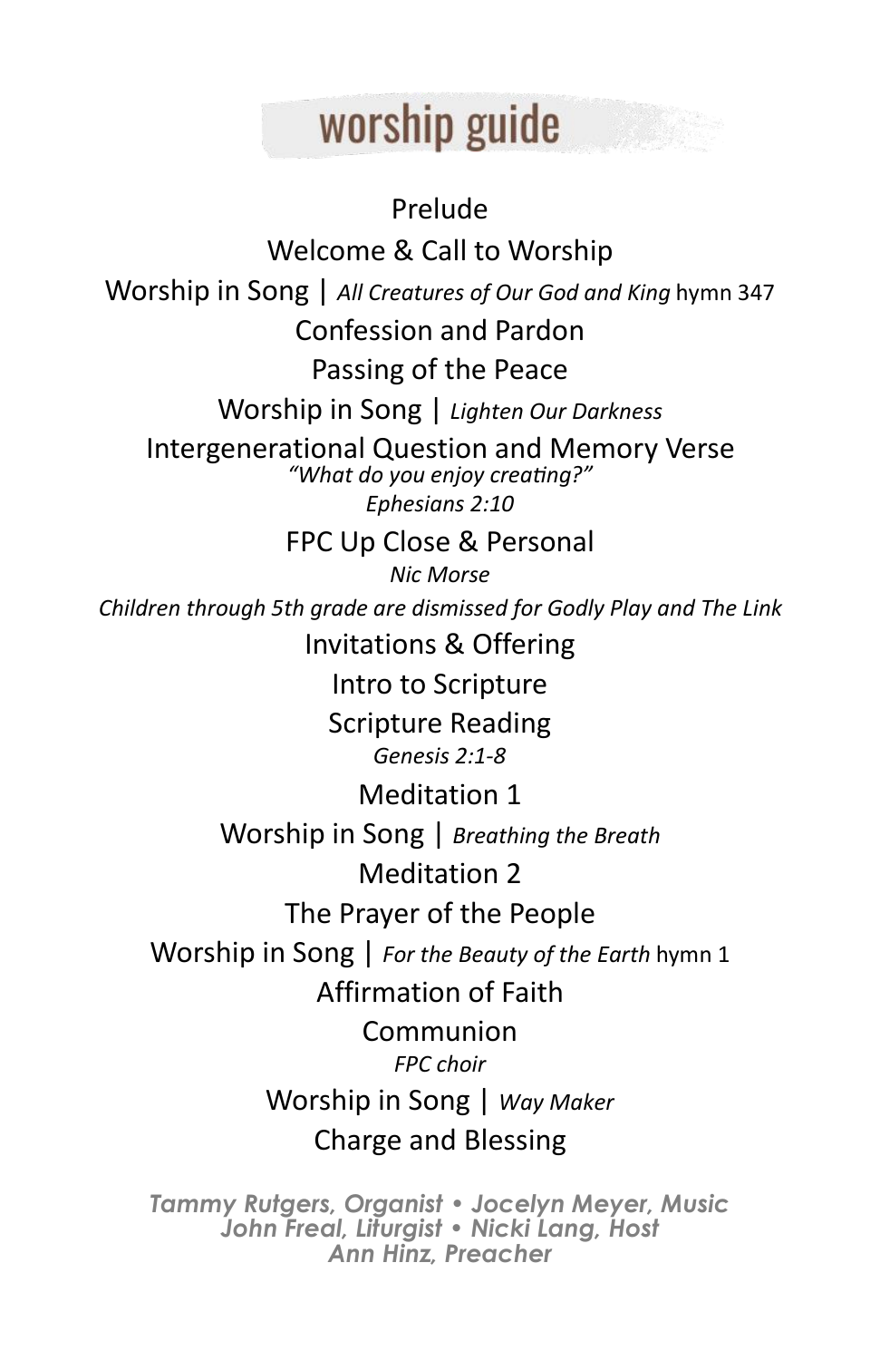# worship guide

Prelude

Welcome & Call to Worship

Worship in Song | *All Creatures of Our God and King* hymn 347

Confession and Pardon

Passing of the Peace

Worship in Song | *Lighten Our Darkness*

Intergenerational Question and Memory Verse

*"What do you enjoy creating?"*

*Ephesians 2:10*

FPC Up Close & Personal

*Nic Morse*

*Children through 5th grade are dismissed for Godly Play and The Link*

Invitations & Offering

Intro to Scripture

Scripture Reading

*Genesis 2:1-8*

Meditation 1

Worship in Song | *Breathing the Breath*

Meditation 2

The Prayer of the People

Worship in Song | *For the Beauty of the Earth* hymn 1

Affirmation of Faith

Communion

*FPC choir*

Worship in Song | *Way Maker*

Charge and Blessing

***Tammy Rutgers, Organist • Jocelyn Meyer, Music***
***John Freal, Liturgist • Nicki Lang, Host***
***Ann Hinz, Preacher***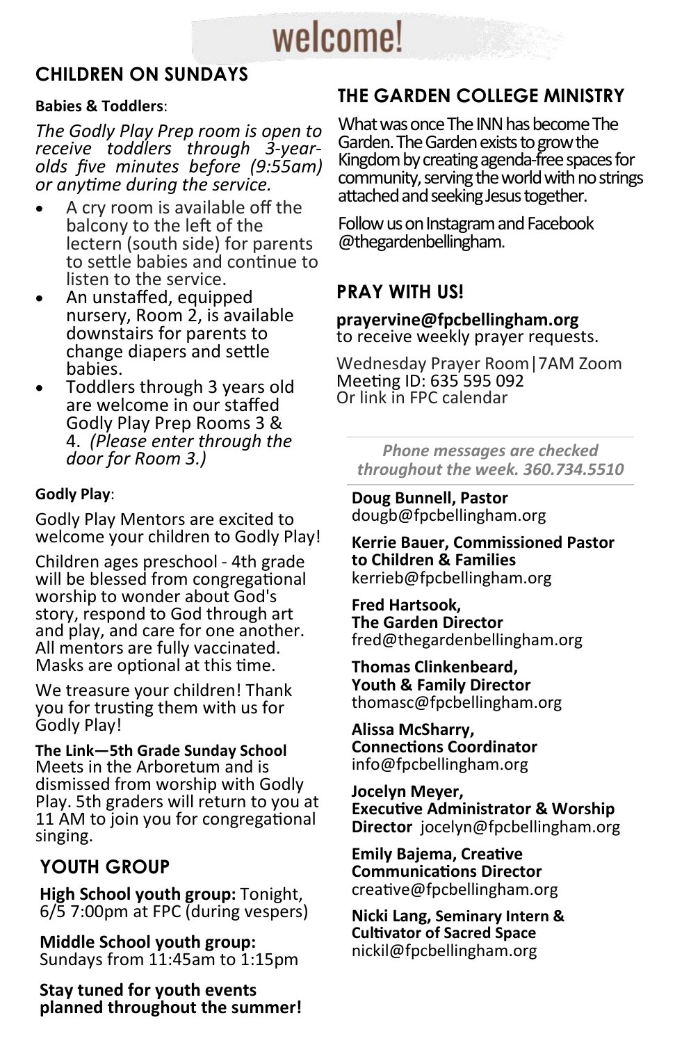# welcome!

## CHILDREN ON SUNDAYS

**Babies & Toddlers**:

*The Godly Play Prep room is open to receive toddlers through 3-year-olds five minutes before (9:55am) or anytime during the service.*

- A cry room is available off the balcony to the left of the lectern (south side) for parents to settle babies and continue to listen to the service.
- An unstaffed, equipped nursery, Room 2, is available downstairs for parents to change diapers and settle babies.
- Toddlers through 3 years old are welcome in our staffed Godly Play Prep Rooms 3 & 4. *(Please enter through the door for Room 3.)*

**Godly Play**:

Godly Play Mentors are excited to welcome your children to Godly Play!

Children ages preschool - 4th grade will be blessed from congregational worship to wonder about God's story, respond to God through art and play, and care for one another. All mentors are fully vaccinated. Masks are optional at this time.

We treasure your children! Thank you for trusting them with us for Godly Play!

**The Link—5th Grade Sunday School**
Meets in the Arboretum and is dismissed from worship with Godly Play. 5th graders will return to you at 11 AM to join you for congregational singing.

## YOUTH GROUP

**High School youth group:** Tonight, 6/5 7:00pm at FPC (during vespers)

**Middle School youth group:** Sundays from 11:45am to 1:15pm

**Stay tuned for youth events planned throughout the summer!**

## THE GARDEN COLLEGE MINISTRY

What was once The INN has become The Garden. The Garden exists to grow the Kingdom by creating agenda-free spaces for community, serving the world with no strings attached and seeking Jesus together.

Follow us on Instagram and Facebook @thegardenbellingham.

## PRAY WITH US!

**prayervine@fpcbellingham.org**
to receive weekly prayer requests.

Wednesday Prayer Room|7AM Zoom
Meeting ID: 635 595 092
Or link in FPC calendar

---

*Phone messages are checked throughout the week. 360.734.5510*

---

**Doug Bunnell, Pastor**
dougb@fpcbellingham.org

**Kerrie Bauer, Commissioned Pastor to Children & Families**
kerrieb@fpcbellingham.org

**Fred Hartsook, The Garden Director**
fred@thegardenbellingham.org

**Thomas Clinkenbeard, Youth & Family Director**
thomasc@fpcbellingham.org

**Alissa McSharry, Connections Coordinator**
info@fpcbellingham.org

**Jocelyn Meyer, Executive Administrator & Worship Director** jocelyn@fpcbellingham.org

**Emily Bajema, Creative Communications Director**
creative@fpcbellingham.org

**Nicki Lang, Seminary Intern & Cultivator of Sacred Space**
nickil@fpcbellingham.org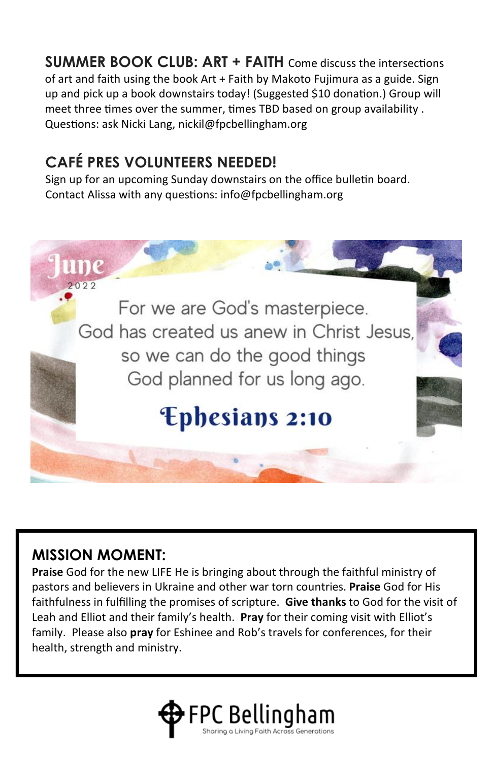## SUMMER BOOK CLUB: ART + FAITH

Come discuss the intersections of art and faith using the book Art + Faith by Makoto Fujimura as a guide. Sign up and pick up a book downstairs today! (Suggested $10 donation.) Group will meet three times over the summer, times TBD based on group availability . Questions: ask Nicki Lang, nickil@fpcbellingham.org

## CAFÉ PRES VOLUNTEERS NEEDED!

Sign up for an upcoming Sunday downstairs on the office bulletin board. Contact Alissa with any questions: info@fpcbellingham.org

June
2022

For we are God's masterpiece.
God has created us anew in Christ Jesus,
so we can do the good things
God planned for us long ago.

**Ephesians 2:10**

## MISSION MOMENT:

**Praise** God for the new LIFE He is bringing about through the faithful ministry of pastors and believers in Ukraine and other war torn countries. **Praise** God for His faithfulness in fulfilling the promises of scripture. **Give thanks** to God for the visit of Leah and Elliot and their family's health. **Pray** for their coming visit with Elliot's family. Please also **pray** for Eshinee and Rob's travels for conferences, for their health, strength and ministry.

FPC Bellingham
Sharing a Living Faith Across Generations